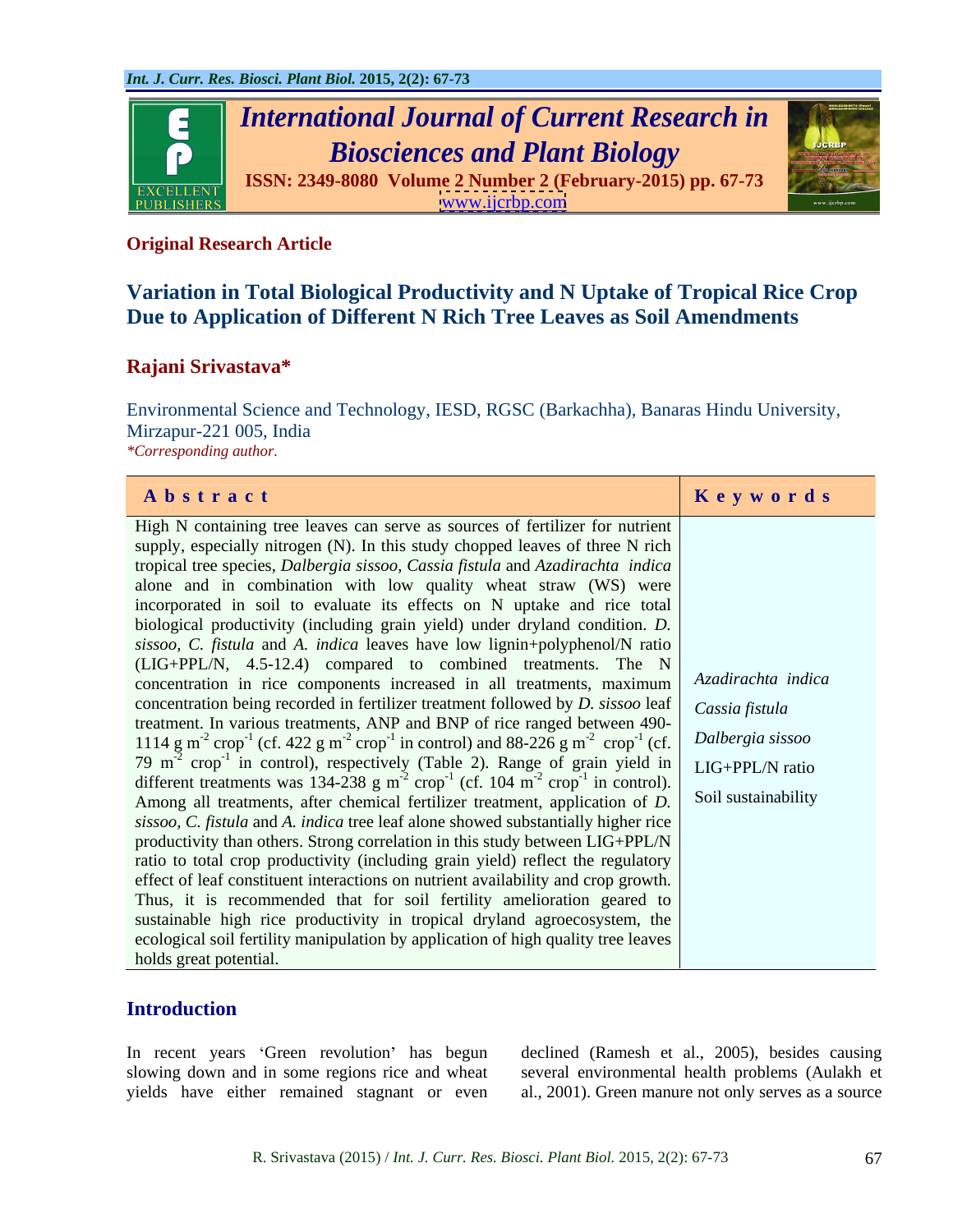**Original Research Article**

# Variation in Total Biological Productivity and N Uptake of Tropical Rice Crop Due to Application of Different N Rich Tree Leaves as Soil Amendments

## Rajani Srivastava*

Environmental Science and Technology, IESD, RGSC (Barkachha), Banaras Hindu University, Mirzapur-221 005, India

*\*Corresponding author.*

| Abstract | Keywords |
|---|---|
| High N containing tree leaves can serve as sources of fertilizer for nutrient supply, especially nitrogen (N). In this study chopped leaves of three N rich tropical tree species, *Dalbergia sissoo*, *Cassia fistula* and *Azadirachta indica* alone and in combination with low quality wheat straw (WS) were incorporated in soil to evaluate its effects on N uptake and rice total biological productivity (including grain yield) under dryland condition. *D. sissoo*, *C. fistula* and *A. indica* leaves have low lignin+polyphenol/N ratio (LIG+PPL/N, 4.5-12.4) compared to combined treatments. The N concentration in rice components increased in all treatments, maximum concentration being recorded in fertilizer treatment followed by *D. sissoo* leaf treatment. In various treatments, ANP and BNP of rice ranged between 490-1114 g $m^{-2}$ $crop^{-1}$ (cf. 422 g $m^{-2}$ $crop^{-1}$ in control) and 88-226 g $m^{-2}$ $crop^{-1}$ (cf. 79 $m^{-2}$ $crop^{-1}$ in control), respectively (Table 2). Range of grain yield in different treatments was 134-238 g $m^{-2}$ $crop^{-1}$ (cf. 104 $m^{-2}$ $crop^{-1}$ in control). Among all treatments, after chemical fertilizer treatment, application of *D. sissoo*, *C. fistula* and *A. indica* tree leaf alone showed substantially higher rice productivity than others. Strong correlation in this study between LIG+PPL/N ratio to total crop productivity (including grain yield) reflect the regulatory effect of leaf constituent interactions on nutrient availability and crop growth. Thus, it is recommended that for soil fertility amelioration geared to sustainable high rice productivity in tropical dryland agroecosystem, the ecological soil fertility manipulation by application of high quality tree leaves holds great potential. | *Azadirachta indica*<br>*Cassia fistula*<br>*Dalbergia sissoo*<br>LIG+PPL/N ratio<br>Soil sustainability |

## Introduction

In recent years 'Green revolution' has begun slowing down and in some regions rice and wheat yields have either remained stagnant or even declined (Ramesh et al., 2005), besides causing several environmental health problems (Aulakh et al., 2001). Green manure not only serves as a source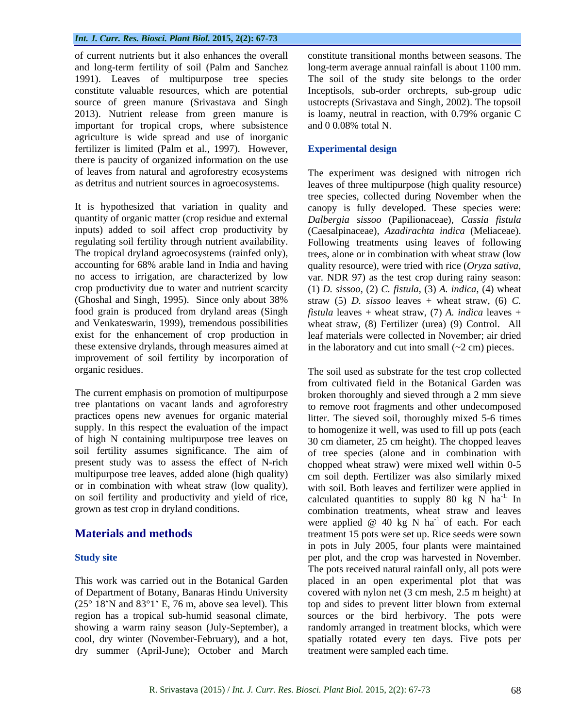of current nutrients but it also enhances the overall and long-term fertility of soil (Palm and Sanchez 1991). Leaves of multipurpose tree species constitute valuable resources, which are potential source of green manure (Srivastava and Singh 2013). Nutrient release from green manure is important for tropical crops, where subsistence agriculture is wide spread and use of inorganic fertilizer is limited (Palm et al., 1997). However, there is paucity of organized information on the use of leaves from natural and agroforestry ecosystems as detritus and nutrient sources in agroecosystems.

It is hypothesized that variation in quality and quantity of organic matter (crop residue and external inputs) added to soil affect crop productivity by regulating soil fertility through nutrient availability. The tropical dryland agroecosystems (rainfed only), accounting for 68% arable land in India and having no access to irrigation, are characterized by low crop productivity due to water and nutrient scarcity (Ghoshal and Singh, 1995). Since only about 38% food grain is produced from dryland areas (Singh and Venkateswarin, 1999), tremendous possibilities exist for the enhancement of crop production in these extensive drylands, through measures aimed at improvement of soil fertility by incorporation of organic residues.

The current emphasis on promotion of multipurpose tree plantations on vacant lands and agroforestry practices opens new avenues for organic material supply. In this respect the evaluation of the impact of high N containing multipurpose tree leaves on soil fertility assumes significance. The aim of present study was to assess the effect of N-rich multipurpose tree leaves, added alone (high quality) or in combination with wheat straw (low quality), on soil fertility and productivity and yield of rice, grown as test crop in dryland conditions.

## Materials and methods

### Study site

This work was carried out in the Botanical Garden of Department of Botany, Banaras Hindu University (25° 18'N and 83°1' E, 76 m, above sea level). This region has a tropical sub-humid seasonal climate, showing a warm rainy season (July-September), a cool, dry winter (November-February), and a hot, dry summer (April-June); October and March constitute transitional months between seasons. The long-term average annual rainfall is about 1100 mm. The soil of the study site belongs to the order Inceptisols, sub-order orchrepts, sub-group udic ustocrepts (Srivastava and Singh, 2002). The topsoil is loamy, neutral in reaction, with 0.79% organic C and 0 0.08% total N.

### Experimental design

The experiment was designed with nitrogen rich leaves of three multipurpose (high quality resource) tree species, collected during November when the canopy is fully developed. These species were: *Dalbergia sissoo* (Papilionaceae), *Cassia fistula* (Caesalpinaceae), *Azadirachta indica* (Meliaceae). Following treatments using leaves of following trees, alone or in combination with wheat straw (low quality resource), were tried with rice (*Oryza sativa*, var. NDR 97) as the test crop during rainy season: (1) *D. sissoo*, (2) *C. fistula*, (3) *A. indica*, (4) wheat straw (5) *D. sissoo* leaves + wheat straw, (6) *C. fistula* leaves + wheat straw, (7) *A. indica* leaves + wheat straw, (8) Fertilizer (urea) (9) Control. All leaf materials were collected in November; air dried in the laboratory and cut into small (~2 cm) pieces.

The soil used as substrate for the test crop collected from cultivated field in the Botanical Garden was broken thoroughly and sieved through a 2 mm sieve to remove root fragments and other undecomposed litter. The sieved soil, thoroughly mixed 5-6 times to homogenize it well, was used to fill up pots (each 30 cm diameter, 25 cm height). The chopped leaves of tree species (alone and in combination with chopped wheat straw) were mixed well within 0-5 cm soil depth. Fertilizer was also similarly mixed with soil. Both leaves and fertilizer were applied in calculated quantities to supply 80 kg N $ha^{-1}$. In combination treatments, wheat straw and leaves were applied @ 40 kg N $ha^{-1}$ of each. For each treatment 15 pots were set up. Rice seeds were sown in pots in July 2005, four plants were maintained per plot, and the crop was harvested in November. The pots received natural rainfall only, all pots were placed in an open experimental plot that was covered with nylon net (3 cm mesh, 2.5 m height) at top and sides to prevent litter blown from external sources or the bird herbivory. The pots were randomly arranged in treatment blocks, which were spatially rotated every ten days. Five pots per treatment were sampled each time.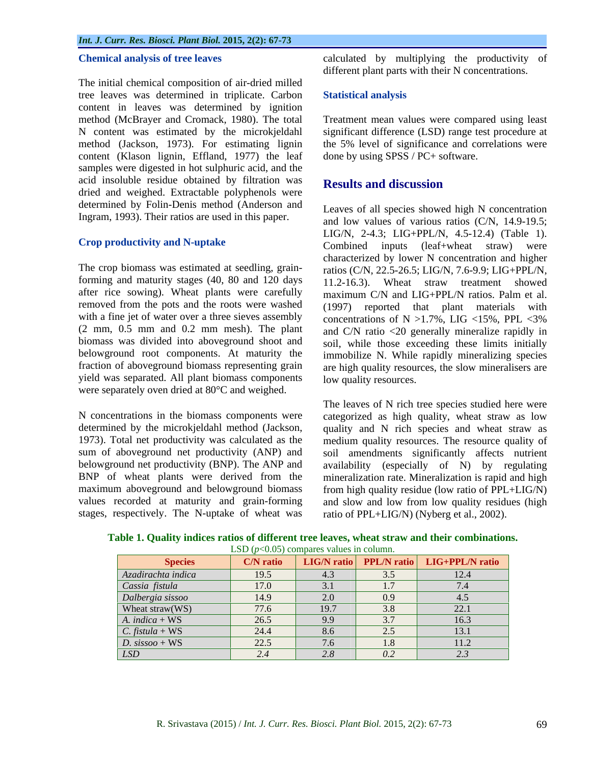### Chemical analysis of tree leaves

The initial chemical composition of air-dried milled tree leaves was determined in triplicate. Carbon content in leaves was determined by ignition method (McBrayer and Cromack, 1980). The total N content was estimated by the microkjeldahl method (Jackson, 1973). For estimating lignin content (Klason lignin, Effland, 1977) the leaf samples were digested in hot sulphuric acid, and the acid insoluble residue obtained by filtration was dried and weighed. Extractable polyphenols were determined by Folin-Denis method (Anderson and Ingram, 1993). Their ratios are used in this paper.

### Crop productivity and N-uptake

The crop biomass was estimated at seedling, grain-forming and maturity stages (40, 80 and 120 days after rice sowing). Wheat plants were carefully removed from the pots and the roots were washed with a fine jet of water over a three sieves assembly (2 mm, 0.5 mm and 0.2 mm mesh). The plant biomass was divided into aboveground shoot and belowground root components. At maturity the fraction of aboveground biomass representing grain yield was separated. All plant biomass components were separately oven dried at 80°C and weighed.

N concentrations in the biomass components were determined by the microkjeldahl method (Jackson, 1973). Total net productivity was calculated as the sum of aboveground net productivity (ANP) and belowground net productivity (BNP). The ANP and BNP of wheat plants were derived from the maximum aboveground and belowground biomass values recorded at maturity and grain-forming stages, respectively. The N-uptake of wheat was calculated by multiplying the productivity of different plant parts with their N concentrations.

### Statistical analysis

Treatment mean values were compared using least significant difference (LSD) range test procedure at the 5% level of significance and correlations were done by using SPSS / PC+ software.

## Results and discussion

Leaves of all species showed high N concentration and low values of various ratios (C/N, 14.9-19.5; LIG/N, 2-4.3; LIG+PPL/N, 4.5-12.4) (Table 1). Combined inputs (leaf+wheat straw) were characterized by lower N concentration and higher ratios (C/N, 22.5-26.5; LIG/N, 7.6-9.9; LIG+PPL/N, 11.2-16.3). Wheat straw treatment showed maximum C/N and LIG+PPL/N ratios. Palm et al. (1997) reported that plant materials with concentrations of N >1.7%, LIG <15%, PPL <3% and C/N ratio <20 generally mineralize rapidly in soil, while those exceeding these limits initially immobilize N. While rapidly mineralizing species are high quality resources, the slow mineralisers are low quality resources.

The leaves of N rich tree species studied here were categorized as high quality, wheat straw as low quality and N rich species and wheat straw as medium quality resources. The resource quality of soil amendments significantly affects nutrient availability (especially of N) by regulating mineralization rate. Mineralization is rapid and high from high quality residue (low ratio of PPL+LIG/N) and slow and low from low quality residues (high ratio of PPL+LIG/N) (Nyberg et al., 2002).

**Table 1. Quality indices ratios of different tree leaves, wheat straw and their combinations.**
LSD ($p$<0.05) compares values in column.

| Species | C/N ratio | LIG/N ratio | PPL/N ratio | LIG+PPL/N ratio |
|---|---|---|---|---|
| *Azadirachta indica* | 19.5 | 4.3 | 3.5 | 12.4 |
| *Cassia fistula* | 17.0 | 3.1 | 1.7 | 7.4 |
| *Dalbergia sissoo* | 14.9 | 2.0 | 0.9 | 4.5 |
| Wheat straw(WS) | 77.6 | 19.7 | 3.8 | 22.1 |
| *A. indica* + WS | 26.5 | 9.9 | 3.7 | 16.3 |
| *C. fistula* + WS | 24.4 | 8.6 | 2.5 | 13.1 |
| *D. sissoo* + WS | 22.5 | 7.6 | 1.8 | 11.2 |
| *LSD* | *2.4* | *2.8* | *0.2* | *2.3* |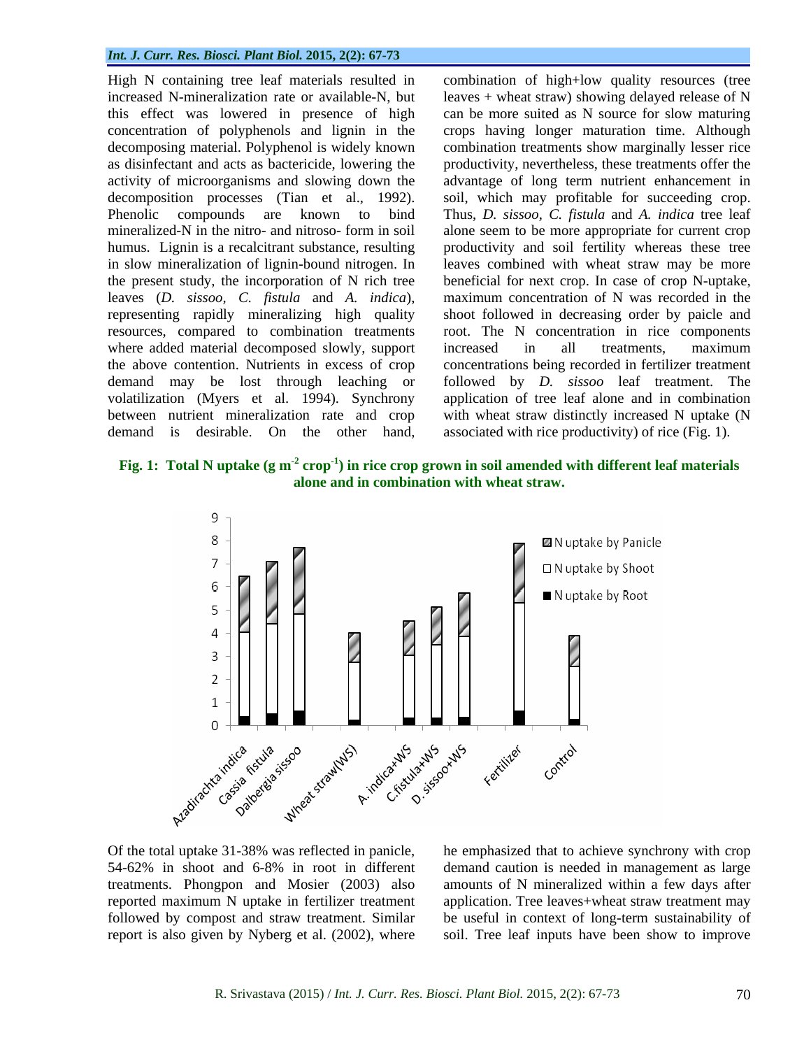High N containing tree leaf materials resulted in increased N-mineralization rate or available-N, but this effect was lowered in presence of high concentration of polyphenols and lignin in the decomposing material. Polyphenol is widely known as disinfectant and acts as bactericide, lowering the activity of microorganisms and slowing down the decomposition processes (Tian et al., 1992). Phenolic compounds are known to bind mineralized-N in the nitro- and nitroso- form in soil humus. Lignin is a recalcitrant substance, resulting in slow mineralization of lignin-bound nitrogen. In the present study, the incorporation of N rich tree leaves (*D. sissoo*, *C. fistula* and *A. indica*), representing rapidly mineralizing high quality resources, compared to combination treatments where added material decomposed slowly, support the above contention. Nutrients in excess of crop demand may be lost through leaching or volatilization (Myers et al. 1994). Synchrony between nutrient mineralization rate and crop demand is desirable. On the other hand, combination of high+low quality resources (tree leaves + wheat straw) showing delayed release of N can be more suited as N source for slow maturing crops having longer maturation time. Although combination treatments show marginally lesser rice productivity, nevertheless, these treatments offer the advantage of long term nutrient enhancement in soil, which may profitable for succeeding crop. Thus, *D. sissoo*, *C. fistula* and *A. indica* tree leaf alone seem to be more appropriate for current crop productivity and soil fertility whereas these tree leaves combined with wheat straw may be more beneficial for next crop. In case of crop N-uptake, maximum concentration of N was recorded in the shoot followed in decreasing order by paicle and root. The N concentration in rice components increased in all treatments, maximum concentrations being recorded in fertilizer treatment followed by *D. sissoo* leaf treatment. The application of tree leaf alone and in combination with wheat straw distinctly increased N uptake (N associated with rice productivity) of rice (Fig. 1).

**Fig. 1: Total N uptake (g $m^{-2}$ $crop^{-1}$) in rice crop grown in soil amended with different leaf materials alone and in combination with wheat straw.**

Of the total uptake 31-38% was reflected in panicle, 54-62% in shoot and 6-8% in root in different treatments. Phongpon and Mosier (2003) also reported maximum N uptake in fertilizer treatment followed by compost and straw treatment. Similar report is also given by Nyberg et al. (2002), where he emphasized that to achieve synchrony with crop demand caution is needed in management as large amounts of N mineralized within a few days after application. Tree leaves+wheat straw treatment may be useful in context of long-term sustainability of soil. Tree leaf inputs have been show to improve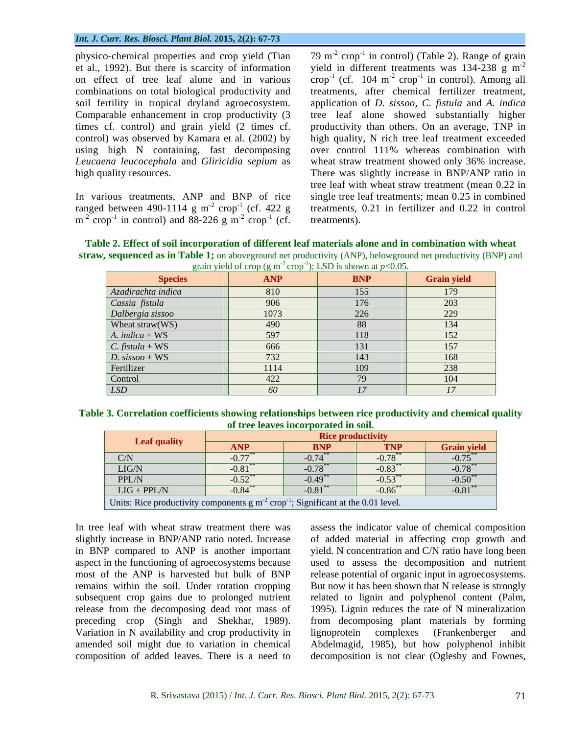physico-chemical properties and crop yield (Tian et al., 1992). But there is scarcity of information on effect of tree leaf alone and in various combinations on total biological productivity and soil fertility in tropical dryland agroecosystem. Comparable enhancement in crop productivity (3 times cf. control) and grain yield (2 times cf. control) was observed by Kamara et al. (2002) by using high N containing, fast decomposing *Leucaena leucocephala* and *Gliricidia sepium* as high quality resources.

In various treatments, ANP and BNP of rice ranged between 490-1114 g $m^{-2}$ $crop^{-1}$ (cf. 422 g $m^{-2}$ $crop^{-1}$ in control) and 88-226 g $m^{-2}$ $crop^{-1}$ (cf. 79 $m^{-2}$ $crop^{-1}$ in control) (Table 2). Range of grain yield in different treatments was 134-238 g $m^{-2}$ $crop^{-1}$ (cf. 104 $m^{-2}$ $crop^{-1}$ in control). Among all treatments, after chemical fertilizer treatment, application of *D. sissoo*, *C. fistula* and *A. indica* tree leaf alone showed substantially higher productivity than others. On an average, TNP in high quality, N rich tree leaf treatment exceeded over control 111% whereas combination with wheat straw treatment showed only 36% increase. There was slightly increase in BNP/ANP ratio in tree leaf with wheat straw treatment (mean 0.22 in single tree leaf treatments; mean 0.25 in combined treatments, 0.21 in fertilizer and 0.22 in control treatments).

**Table 2. Effect of soil incorporation of different leaf materials alone and in combination with wheat straw, sequenced as in Table 1;** on aboveground net productivity (ANP), belowground net productivity (BNP) and grain yield of crop (g $m^{-2}$ $crop^{-1}$); LSD is shown at $p<0.05$.

| Species | ANP | BNP | Grain yield |
|---|---|---|---|
| *Azadirachta indica* | 810 | 155 | 179 |
| *Cassia fistula* | 906 | 176 | 203 |
| *Dalbergia sissoo* | 1073 | 226 | 229 |
| Wheat straw(WS) | 490 | 88 | 134 |
| *A. indica* + WS | 597 | 118 | 152 |
| *C. fistula* + WS | 666 | 131 | 157 |
| *D. sissoo* + WS | 732 | 143 | 168 |
| Fertilizer | 1114 | 109 | 238 |
| Control | 422 | 79 | 104 |
| *LSD* | *60* | *17* | *17* |

**Table 3. Correlation coefficients showing relationships between rice productivity and chemical quality of tree leaves incorporated in soil.**

| Leaf quality | Rice productivity | | | |
|---|---|---|---|---|
| | ANP | BNP | TNP | Grain yield |
| C/N | -0.77** | -0.74** | -0.78** | -0.75** |
| LIG/N | -0.81** | -0.78** | -0.83** | -0.78** |
| PPL/N | -0.52** | -0.49** | -0.53** | -0.50** |
| LIG + PPL/N | -0.84** | -0.81** | -0.86** | -0.81** |

Units: Rice productivity components g $m^{-2}$ $crop^{-1}$; Significant at the 0.01 level.

In tree leaf with wheat straw treatment there was slightly increase in BNP/ANP ratio noted. Increase in BNP compared to ANP is another important aspect in the functioning of agroecosystems because most of the ANP is harvested but bulk of BNP remains within the soil. Under rotation cropping subsequent crop gains due to prolonged nutrient release from the decomposing dead root mass of preceding crop (Singh and Shekhar, 1989). Variation in N availability and crop productivity in amended soil might due to variation in chemical composition of added leaves. There is a need to assess the indicator value of chemical composition of added material in affecting crop growth and yield. N concentration and C/N ratio have long been used to assess the decomposition and nutrient release potential of organic input in agroecosystems. But now it has been shown that N release is strongly related to lignin and polyphenol content (Palm, 1995). Lignin reduces the rate of N mineralization from decomposing plant materials by forming lignoprotein complexes (Frankenberger and Abdelmagid, 1985), but how polyphenol inhibit decomposition is not clear (Oglesby and Fownes,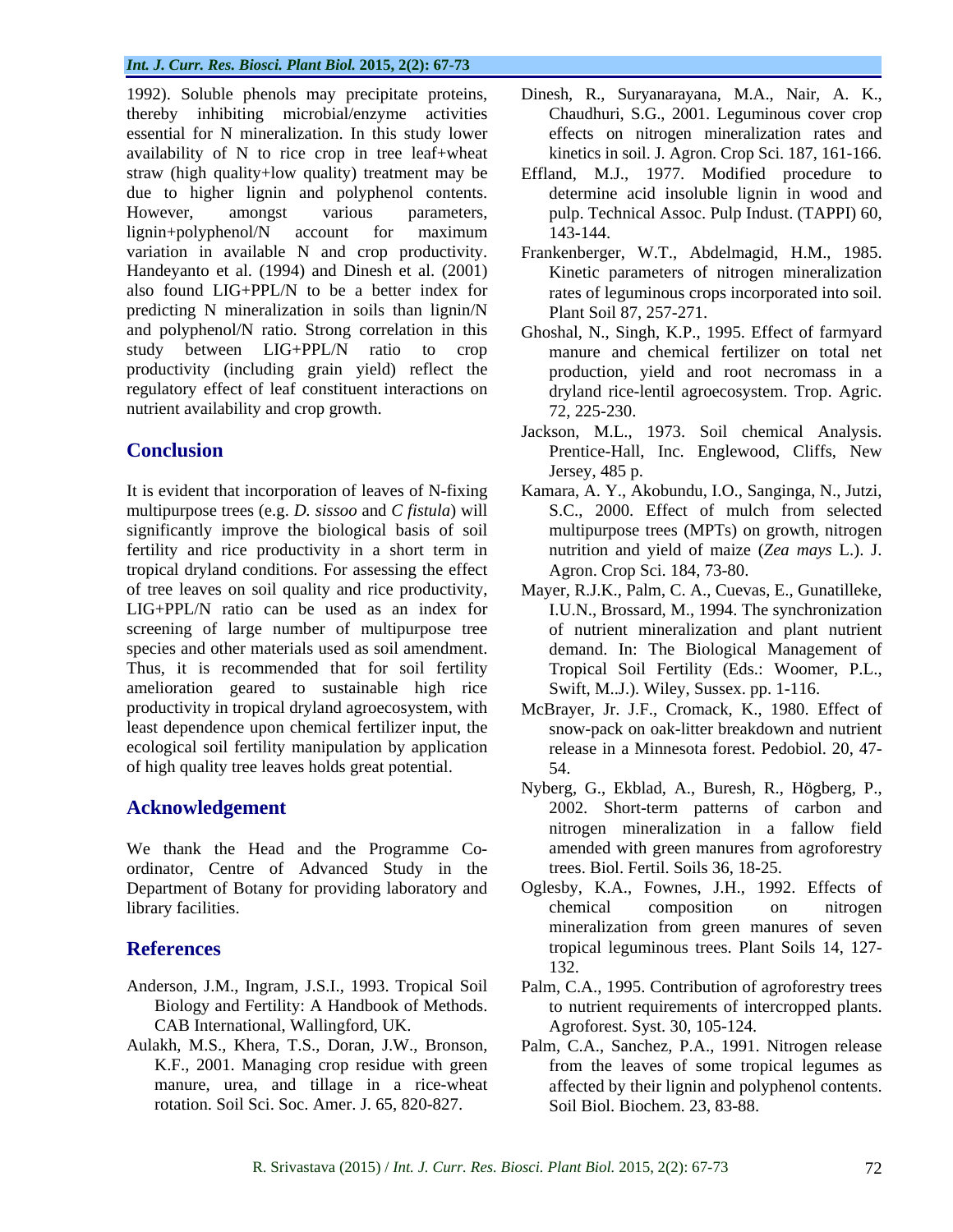1992). Soluble phenols may precipitate proteins, thereby inhibiting microbial/enzyme activities essential for N mineralization. In this study lower availability of N to rice crop in tree leaf+wheat straw (high quality+low quality) treatment may be due to higher lignin and polyphenol contents. However, amongst various parameters, lignin+polyphenol/N account for maximum variation in available N and crop productivity. Handeyanto et al. (1994) and Dinesh et al. (2001) also found LIG+PPL/N to be a better index for predicting N mineralization in soils than lignin/N and polyphenol/N ratio. Strong correlation in this study between LIG+PPL/N ratio to crop productivity (including grain yield) reflect the regulatory effect of leaf constituent interactions on nutrient availability and crop growth.

## Conclusion

It is evident that incorporation of leaves of N-fixing multipurpose trees (e.g. *D. sissoo* and *C fistula*) will significantly improve the biological basis of soil fertility and rice productivity in a short term in tropical dryland conditions. For assessing the effect of tree leaves on soil quality and rice productivity, LIG+PPL/N ratio can be used as an index for screening of large number of multipurpose tree species and other materials used as soil amendment. Thus, it is recommended that for soil fertility amelioration geared to sustainable high rice productivity in tropical dryland agroecosystem, with least dependence upon chemical fertilizer input, the ecological soil fertility manipulation by application of high quality tree leaves holds great potential.

## Acknowledgement

We thank the Head and the Programme Co-ordinator, Centre of Advanced Study in the Department of Botany for providing laboratory and library facilities.

## References

Anderson, J.M., Ingram, J.S.I., 1993. Tropical Soil Biology and Fertility: A Handbook of Methods. CAB International, Wallingford, UK.

Aulakh, M.S., Khera, T.S., Doran, J.W., Bronson, K.F., 2001. Managing crop residue with green manure, urea, and tillage in a rice-wheat rotation. Soil Sci. Soc. Amer. J. 65, 820-827.

Dinesh, R., Suryanarayana, M.A., Nair, A. K., Chaudhuri, S.G., 2001. Leguminous cover crop effects on nitrogen mineralization rates and kinetics in soil. J. Agron. Crop Sci. 187, 161-166.

Effland, M.J., 1977. Modified procedure to determine acid insoluble lignin in wood and pulp. Technical Assoc. Pulp Indust. (TAPPI) 60, 143-144.

Frankenberger, W.T., Abdelmagid, H.M., 1985. Kinetic parameters of nitrogen mineralization rates of leguminous crops incorporated into soil. Plant Soil 87, 257-271.

Ghoshal, N., Singh, K.P., 1995. Effect of farmyard manure and chemical fertilizer on total net production, yield and root necromass in a dryland rice-lentil agroecosystem. Trop. Agric. 72, 225-230.

Jackson, M.L., 1973. Soil chemical Analysis. Prentice-Hall, Inc. Englewood, Cliffs, New Jersey, 485 p.

Kamara, A. Y., Akobundu, I.O., Sanginga, N., Jutzi, S.C., 2000. Effect of mulch from selected multipurpose trees (MPTs) on growth, nitrogen nutrition and yield of maize (*Zea mays* L.). J. Agron. Crop Sci. 184, 73-80.

Mayer, R.J.K., Palm, C. A., Cuevas, E., Gunatilleke, I.U.N., Brossard, M., 1994. The synchronization of nutrient mineralization and plant nutrient demand. In: The Biological Management of Tropical Soil Fertility (Eds.: Woomer, P.L., Swift, M..J.). Wiley, Sussex. pp. 1-116.

McBrayer, Jr. J.F., Cromack, K., 1980. Effect of snow-pack on oak-litter breakdown and nutrient release in a Minnesota forest. Pedobiol. 20, 47-54.

Nyberg, G., Ekblad, A., Buresh, R., Högberg, P., 2002. Short-term patterns of carbon and nitrogen mineralization in a fallow field amended with green manures from agroforestry trees. Biol. Fertil. Soils 36, 18-25.

Oglesby, K.A., Fownes, J.H., 1992. Effects of chemical composition on nitrogen mineralization from green manures of seven tropical leguminous trees. Plant Soils 14, 127-132.

Palm, C.A., 1995. Contribution of agroforestry trees to nutrient requirements of intercropped plants. Agroforest. Syst. 30, 105-124.

Palm, C.A., Sanchez, P.A., 1991. Nitrogen release from the leaves of some tropical legumes as affected by their lignin and polyphenol contents. Soil Biol. Biochem. 23, 83-88.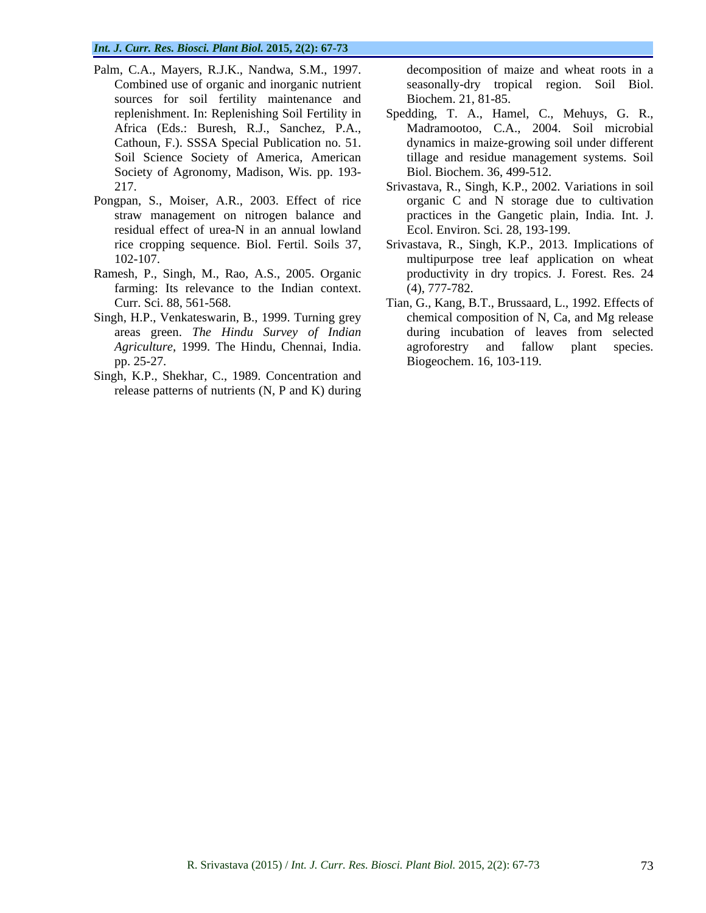Palm, C.A., Mayers, R.J.K., Nandwa, S.M., 1997. Combined use of organic and inorganic nutrient sources for soil fertility maintenance and replenishment. In: Replenishing Soil Fertility in Africa (Eds.: Buresh, R.J., Sanchez, P.A., Cathoun, F.). SSSA Special Publication no. 51. Soil Science Society of America, American Society of Agronomy, Madison, Wis. pp. 193-217.

Pongpan, S., Moiser, A.R., 2003. Effect of rice straw management on nitrogen balance and residual effect of urea-N in an annual lowland rice cropping sequence. Biol. Fertil. Soils 37, 102-107.

Ramesh, P., Singh, M., Rao, A.S., 2005. Organic farming: Its relevance to the Indian context. Curr. Sci. 88, 561-568.

Singh, H.P., Venkateswarin, B., 1999. Turning grey areas green. *The Hindu Survey of Indian Agriculture*, 1999. The Hindu, Chennai, India. pp. 25-27.

Singh, K.P., Shekhar, C., 1989. Concentration and release patterns of nutrients (N, P and K) during decomposition of maize and wheat roots in a seasonally-dry tropical region. Soil Biol. Biochem. 21, 81-85.

Spedding, T. A., Hamel, C., Mehuys, G. R., Madramootoo, C.A., 2004. Soil microbial dynamics in maize-growing soil under different tillage and residue management systems. Soil Biol. Biochem. 36, 499-512.

Srivastava, R., Singh, K.P., 2002. Variations in soil organic C and N storage due to cultivation practices in the Gangetic plain, India. Int. J. Ecol. Environ. Sci. 28, 193-199.

Srivastava, R., Singh, K.P., 2013. Implications of multipurpose tree leaf application on wheat productivity in dry tropics. J. Forest. Res. 24 (4), 777-782.

Tian, G., Kang, B.T., Brussaard, L., 1992. Effects of chemical composition of N, Ca, and Mg release during incubation of leaves from selected agroforestry and fallow plant species. Biogeochem. 16, 103-119.